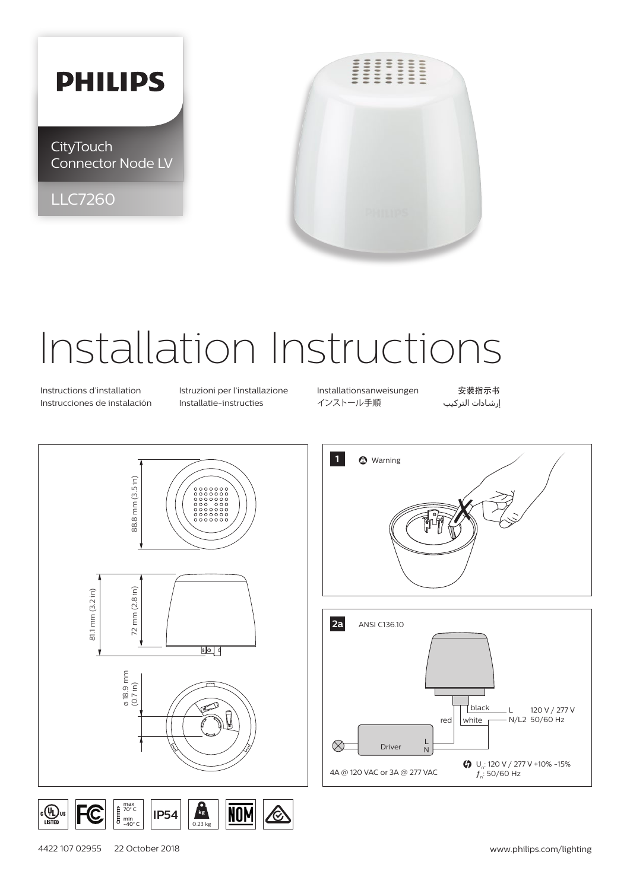**PHILIPS**

CityTouch
Connector Node LV

LLC7260

# Installation Instructions

Instructions d'installation
Instrucciones de instalación
Istruzioni per l'installazione
Installatie-instructies
Installationsanweisungen
インストール手順
安装指示书
إرشادات التركيب

88.8 mm (3.5 in)

81.1 mm (3.2 in)

72 mm (2.8 in)

ø 18.9 mm
(0.7 in)

**1** Warning

**2a** ANSI C136.10

black — L 120 V / 277 V
red — white — N/L2 50/60 Hz

Driver L N

4A @ 120 VAC or 3A @ 277 VAC

$U_n$: 120 V / 277 V +10% -15%
$f_n$: 50/60 Hz

max 70° C
min -40° C

IP54

0.23 kg

4422 107 02955 22 October 2018

www.philips.com/lighting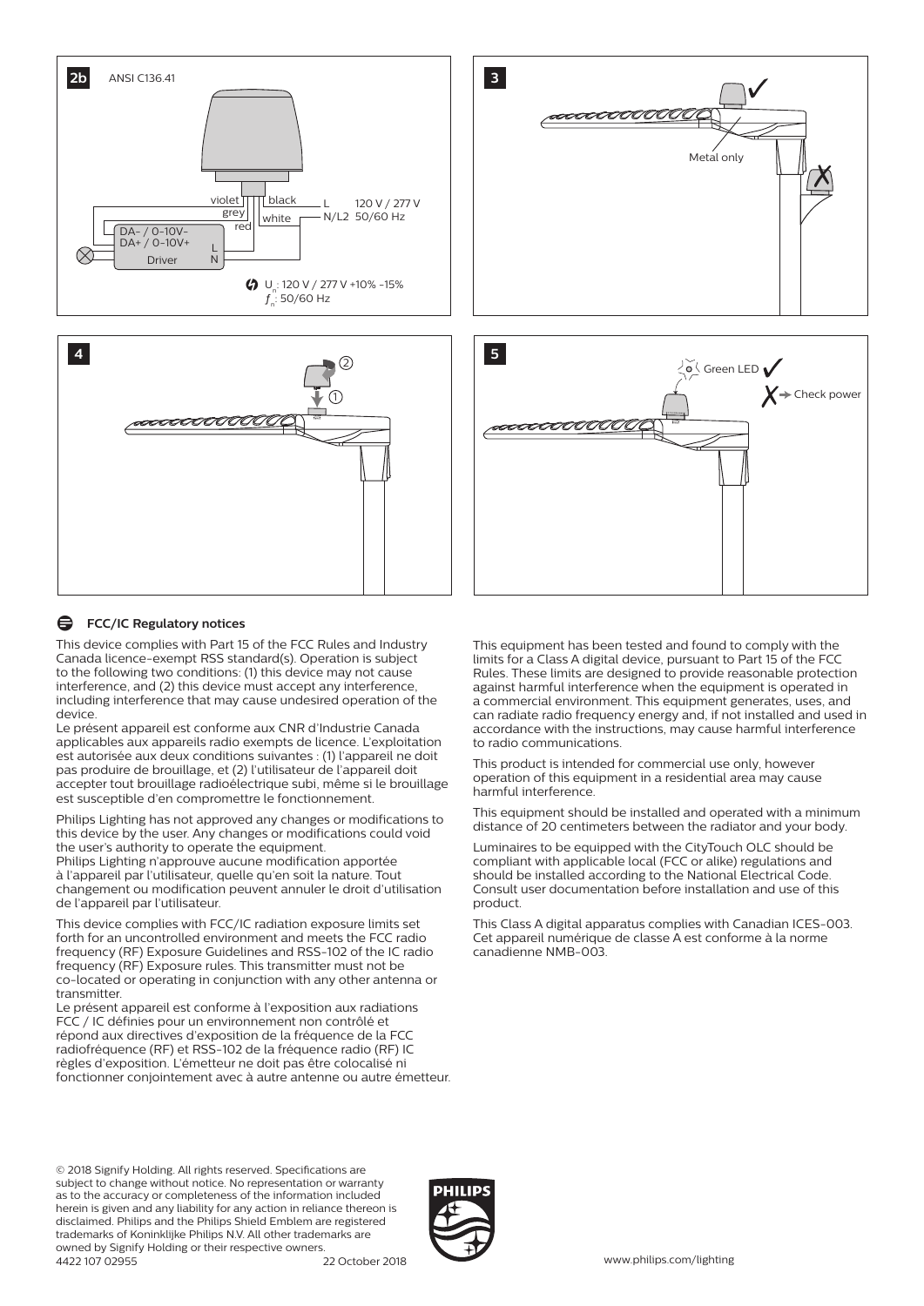**2b** ANSI C136.41

violet
grey
red
black
white
L
N/L2
120 V / 277 V
50/60 Hz

DA- / 0-10V-
DA+ / 0-10V+
Driver
L
N

$U_n$: 120 V / 277 V +10% -15%
$f_n$: 50/60 Hz

**3**

Metal only

**4**

① ②

**5**

Green LED ✓

✗ → Check power

## FCC/IC Regulatory notices

This device complies with Part 15 of the FCC Rules and Industry Canada licence-exempt RSS standard(s). Operation is subject to the following two conditions: (1) this device may not cause interference, and (2) this device must accept any interference, including interference that may cause undesired operation of the device.

Le présent appareil est conforme aux CNR d'Industrie Canada applicables aux appareils radio exempts de licence. L'exploitation est autorisée aux deux conditions suivantes : (1) l'appareil ne doit pas produire de brouillage, et (2) l'utilisateur de l'appareil doit accepter tout brouillage radioélectrique subi, même si le brouillage est susceptible d'en compromettre le fonctionnement.

Philips Lighting has not approved any changes or modifications to this device by the user. Any changes or modifications could void the user's authority to operate the equipment.

Philips Lighting n'approuve aucune modification apportée à l'appareil par l'utilisateur, quelle qu'en soit la nature. Tout changement ou modification peuvent annuler le droit d'utilisation de l'appareil par l'utilisateur.

This device complies with FCC/IC radiation exposure limits set forth for an uncontrolled environment and meets the FCC radio frequency (RF) Exposure Guidelines and RSS-102 of the IC radio frequency (RF) Exposure rules. This transmitter must not be co-located or operating in conjunction with any other antenna or transmitter.

Le présent appareil est conforme à l'exposition aux radiations FCC / IC définies pour un environnement non contrôlé et répond aux directives d'exposition de la fréquence de la FCC radiofréquence (RF) et RSS-102 de la fréquence radio (RF) IC règles d'exposition. L'émetteur ne doit pas être colocalisé ni fonctionner conjointement avec à autre antenne ou autre émetteur.

This equipment has been tested and found to comply with the limits for a Class A digital device, pursuant to Part 15 of the FCC Rules. These limits are designed to provide reasonable protection against harmful interference when the equipment is operated in a commercial environment. This equipment generates, uses, and can radiate radio frequency energy and, if not installed and used in accordance with the instructions, may cause harmful interference to radio communications.

This product is intended for commercial use only, however operation of this equipment in a residential area may cause harmful interference.

This equipment should be installed and operated with a minimum distance of 20 centimeters between the radiator and your body.

Luminaires to be equipped with the CityTouch OLC should be compliant with applicable local (FCC or alike) regulations and should be installed according to the National Electrical Code. Consult user documentation before installation and use of this product.

This Class A digital apparatus complies with Canadian ICES-003. Cet appareil numérique de classe A est conforme à la norme canadienne NMB-003.

© 2018 Signify Holding. All rights reserved. Specifications are subject to change without notice. No representation or warranty as to the accuracy or completeness of the information included herein is given and any liability for any action in reliance thereon is disclaimed. Philips and the Philips Shield Emblem are registered trademarks of Koninklijke Philips N.V. All other trademarks are owned by Signify Holding or their respective owners.

4422 107 02955 22 October 2018

PHILIPS

www.philips.com/lighting